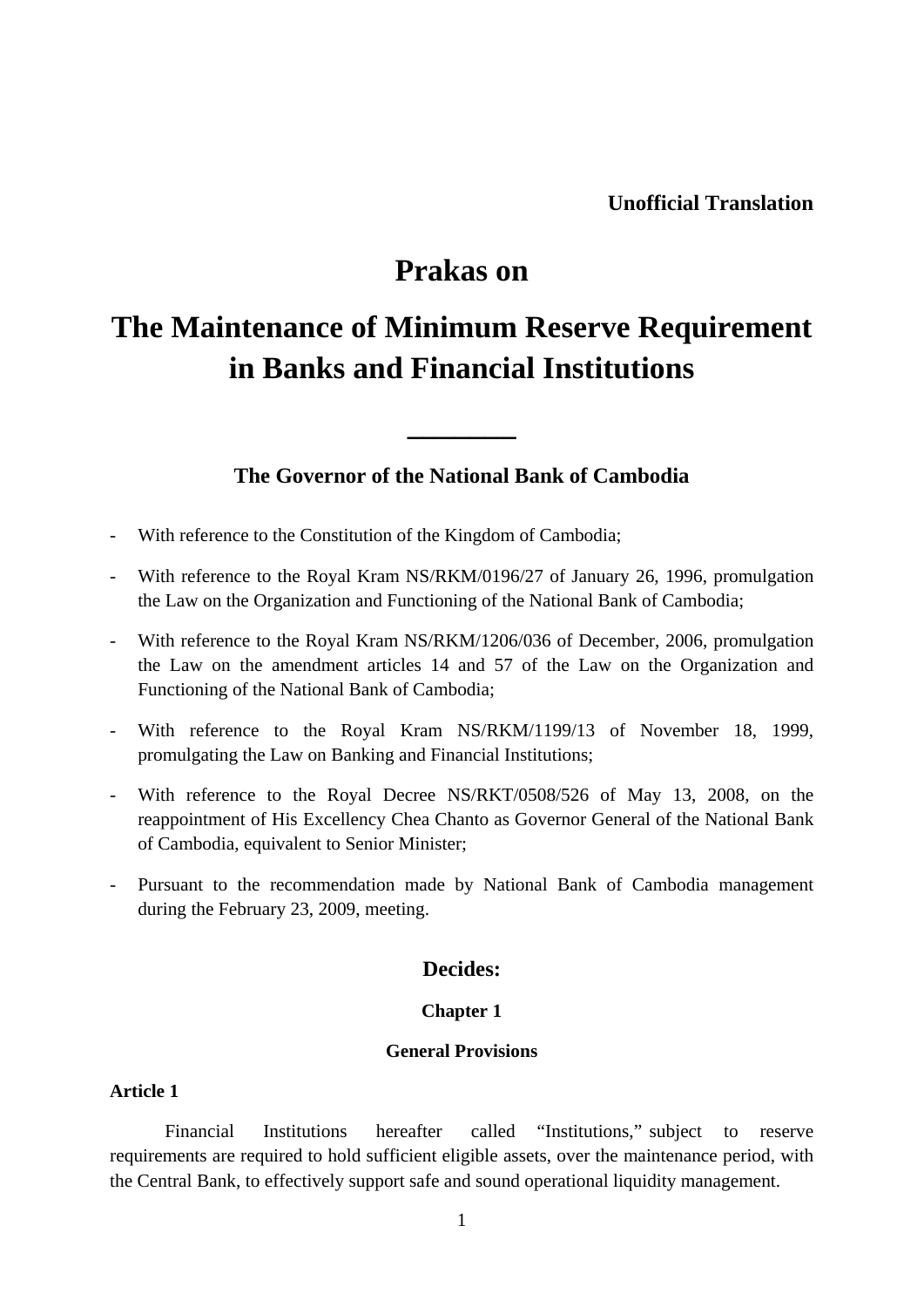**Unofficial Translation**

# Prakas on

# The Maintenance of Minimum Reserve Requirement in Banks and Financial Institutions

---

## The Governor of the National Bank of Cambodia

- With reference to the Constitution of the Kingdom of Cambodia;
- With reference to the Royal Kram NS/RKM/0196/27 of January 26, 1996, promulgation the Law on the Organization and Functioning of the National Bank of Cambodia;
- With reference to the Royal Kram NS/RKM/1206/036 of December, 2006, promulgation the Law on the amendment articles 14 and 57 of the Law on the Organization and Functioning of the National Bank of Cambodia;
- With reference to the Royal Kram NS/RKM/1199/13 of November 18, 1999, promulgating the Law on Banking and Financial Institutions;
- With reference to the Royal Decree NS/RKT/0508/526 of May 13, 2008, on the reappointment of His Excellency Chea Chanto as Governor General of the National Bank of Cambodia, equivalent to Senior Minister;
- Pursuant to the recommendation made by National Bank of Cambodia management during the February 23, 2009, meeting.

## Decides:

### Chapter 1

### General Provisions

**Article 1**

Financial Institutions hereafter called "Institutions," subject to reserve requirements are required to hold sufficient eligible assets, over the maintenance period, with the Central Bank, to effectively support safe and sound operational liquidity management.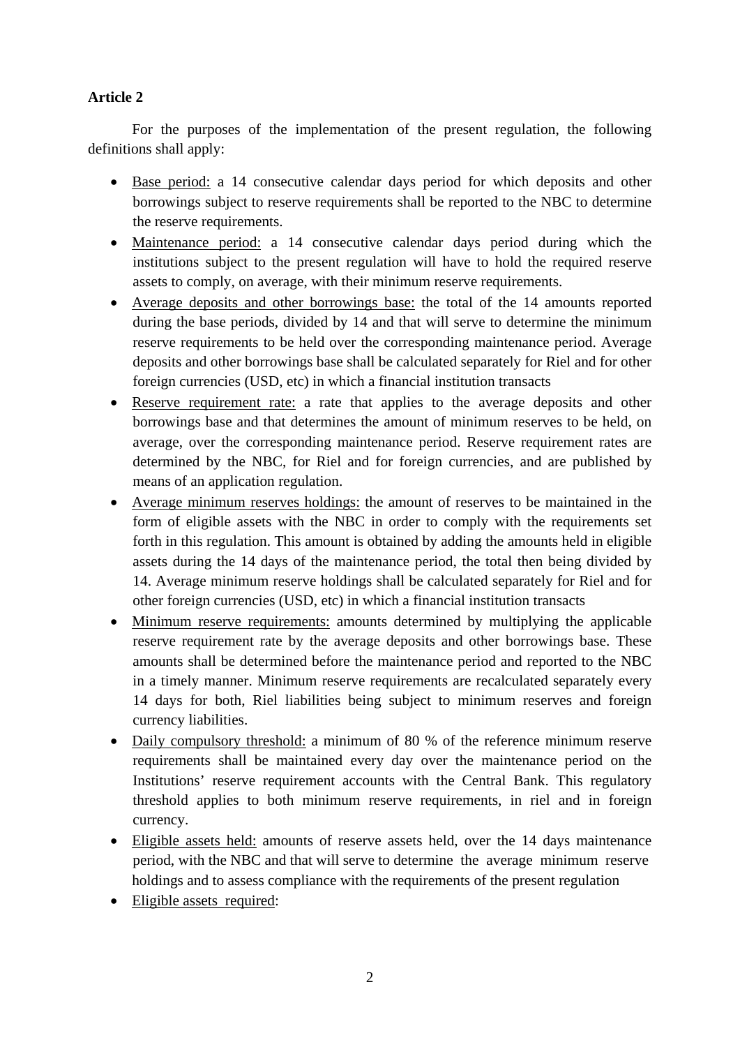**Article 2**

For the purposes of the implementation of the present regulation, the following definitions shall apply:

- Base period: a 14 consecutive calendar days period for which deposits and other borrowings subject to reserve requirements shall be reported to the NBC to determine the reserve requirements.
- Maintenance period: a 14 consecutive calendar days period during which the institutions subject to the present regulation will have to hold the required reserve assets to comply, on average, with their minimum reserve requirements.
- Average deposits and other borrowings base: the total of the 14 amounts reported during the base periods, divided by 14 and that will serve to determine the minimum reserve requirements to be held over the corresponding maintenance period. Average deposits and other borrowings base shall be calculated separately for Riel and for other foreign currencies (USD, etc) in which a financial institution transacts
- Reserve requirement rate: a rate that applies to the average deposits and other borrowings base and that determines the amount of minimum reserves to be held, on average, over the corresponding maintenance period. Reserve requirement rates are determined by the NBC, for Riel and for foreign currencies, and are published by means of an application regulation.
- Average minimum reserves holdings: the amount of reserves to be maintained in the form of eligible assets with the NBC in order to comply with the requirements set forth in this regulation. This amount is obtained by adding the amounts held in eligible assets during the 14 days of the maintenance period, the total then being divided by 14. Average minimum reserve holdings shall be calculated separately for Riel and for other foreign currencies (USD, etc) in which a financial institution transacts
- Minimum reserve requirements: amounts determined by multiplying the applicable reserve requirement rate by the average deposits and other borrowings base. These amounts shall be determined before the maintenance period and reported to the NBC in a timely manner. Minimum reserve requirements are recalculated separately every 14 days for both, Riel liabilities being subject to minimum reserves and foreign currency liabilities.
- Daily compulsory threshold: a minimum of 80 % of the reference minimum reserve requirements shall be maintained every day over the maintenance period on the Institutions' reserve requirement accounts with the Central Bank. This regulatory threshold applies to both minimum reserve requirements, in riel and in foreign currency.
- Eligible assets held: amounts of reserve assets held, over the 14 days maintenance period, with the NBC and that will serve to determine the average minimum reserve holdings and to assess compliance with the requirements of the present regulation
- Eligible assets required: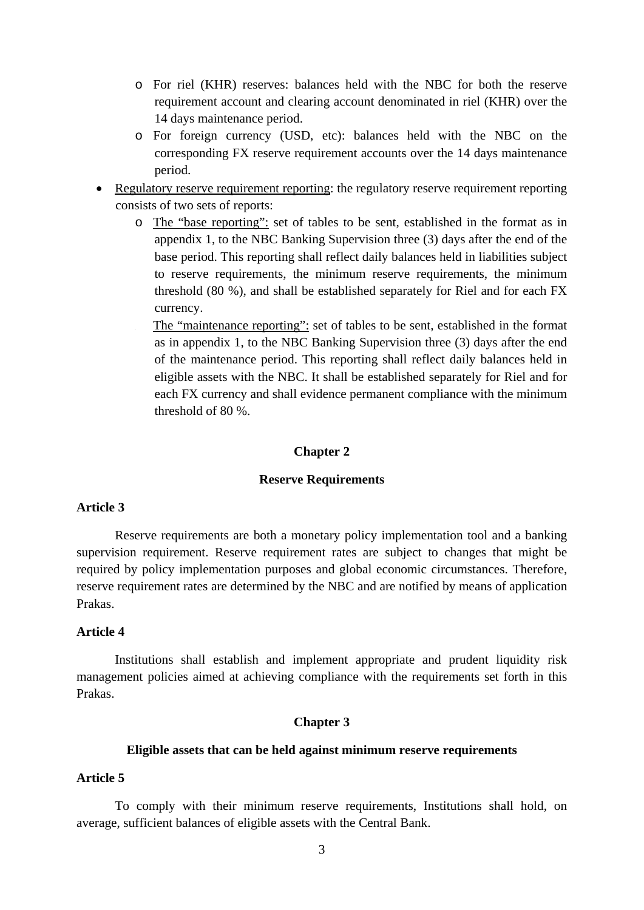- For riel (KHR) reserves: balances held with the NBC for both the reserve requirement account and clearing account denominated in riel (KHR) over the 14 days maintenance period.
  - For foreign currency (USD, etc): balances held with the NBC on the corresponding FX reserve requirement accounts over the 14 days maintenance period.
- Regulatory reserve requirement reporting: the regulatory reserve requirement reporting consists of two sets of reports:
  - The "base reporting": set of tables to be sent, established in the format as in appendix 1, to the NBC Banking Supervision three (3) days after the end of the base period. This reporting shall reflect daily balances held in liabilities subject to reserve requirements, the minimum reserve requirements, the minimum threshold (80 %), and shall be established separately for Riel and for each FX currency.
  - The "maintenance reporting": set of tables to be sent, established in the format as in appendix 1, to the NBC Banking Supervision three (3) days after the end of the maintenance period. This reporting shall reflect daily balances held in eligible assets with the NBC. It shall be established separately for Riel and for each FX currency and shall evidence permanent compliance with the minimum threshold of 80 %.

## Chapter 2

## Reserve Requirements

### Article 3

Reserve requirements are both a monetary policy implementation tool and a banking supervision requirement. Reserve requirement rates are subject to changes that might be required by policy implementation purposes and global economic circumstances. Therefore, reserve requirement rates are determined by the NBC and are notified by means of application Prakas.

### Article 4

Institutions shall establish and implement appropriate and prudent liquidity risk management policies aimed at achieving compliance with the requirements set forth in this Prakas.

## Chapter 3

## Eligible assets that can be held against minimum reserve requirements

### Article 5

To comply with their minimum reserve requirements, Institutions shall hold, on average, sufficient balances of eligible assets with the Central Bank.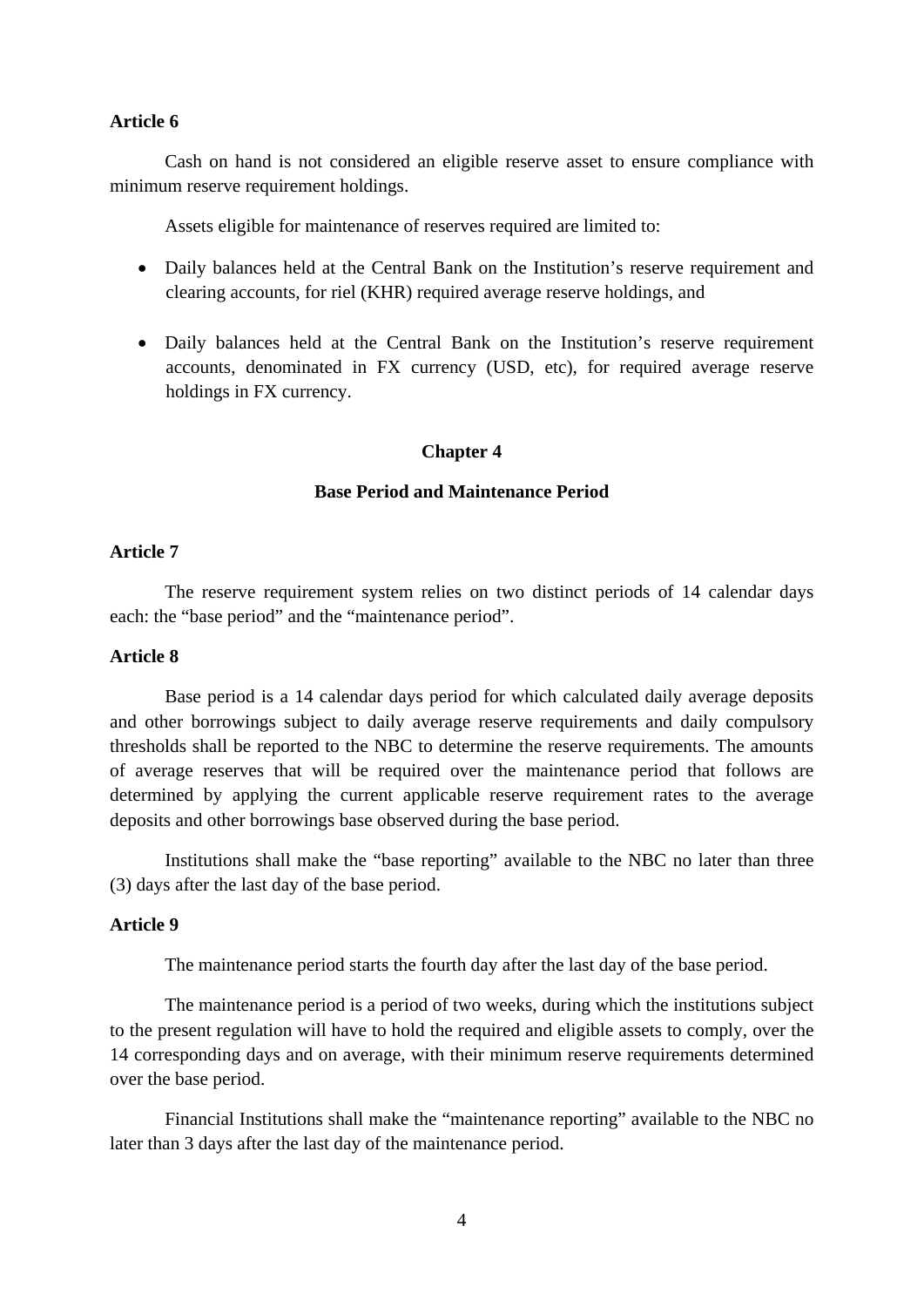**Article 6**

Cash on hand is not considered an eligible reserve asset to ensure compliance with minimum reserve requirement holdings.

Assets eligible for maintenance of reserves required are limited to:

- Daily balances held at the Central Bank on the Institution's reserve requirement and clearing accounts, for riel (KHR) required average reserve holdings, and

- Daily balances held at the Central Bank on the Institution's reserve requirement accounts, denominated in FX currency (USD, etc), for required average reserve holdings in FX currency.

## Chapter 4

## Base Period and Maintenance Period

**Article 7**

The reserve requirement system relies on two distinct periods of 14 calendar days each: the "base period" and the "maintenance period".

**Article 8**

Base period is a 14 calendar days period for which calculated daily average deposits and other borrowings subject to daily average reserve requirements and daily compulsory thresholds shall be reported to the NBC to determine the reserve requirements. The amounts of average reserves that will be required over the maintenance period that follows are determined by applying the current applicable reserve requirement rates to the average deposits and other borrowings base observed during the base period.

Institutions shall make the "base reporting" available to the NBC no later than three (3) days after the last day of the base period.

**Article 9**

The maintenance period starts the fourth day after the last day of the base period.

The maintenance period is a period of two weeks, during which the institutions subject to the present regulation will have to hold the required and eligible assets to comply, over the 14 corresponding days and on average, with their minimum reserve requirements determined over the base period.

Financial Institutions shall make the "maintenance reporting" available to the NBC no later than 3 days after the last day of the maintenance period.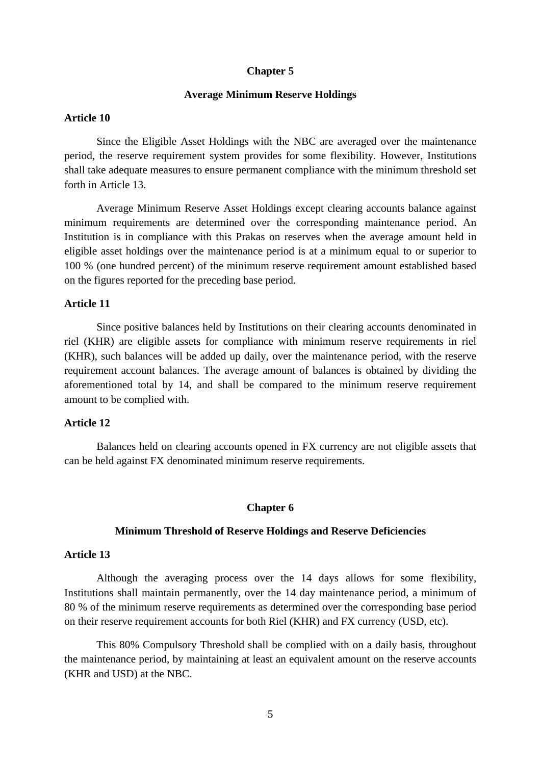## Chapter 5

## Average Minimum Reserve Holdings

### Article 10

Since the Eligible Asset Holdings with the NBC are averaged over the maintenance period, the reserve requirement system provides for some flexibility. However, Institutions shall take adequate measures to ensure permanent compliance with the minimum threshold set forth in Article 13.

Average Minimum Reserve Asset Holdings except clearing accounts balance against minimum requirements are determined over the corresponding maintenance period. An Institution is in compliance with this Prakas on reserves when the average amount held in eligible asset holdings over the maintenance period is at a minimum equal to or superior to 100 % (one hundred percent) of the minimum reserve requirement amount established based on the figures reported for the preceding base period.

### Article 11

Since positive balances held by Institutions on their clearing accounts denominated in riel (KHR) are eligible assets for compliance with minimum reserve requirements in riel (KHR), such balances will be added up daily, over the maintenance period, with the reserve requirement account balances. The average amount of balances is obtained by dividing the aforementioned total by 14, and shall be compared to the minimum reserve requirement amount to be complied with.

### Article 12

Balances held on clearing accounts opened in FX currency are not eligible assets that can be held against FX denominated minimum reserve requirements.

## Chapter 6

## Minimum Threshold of Reserve Holdings and Reserve Deficiencies

### Article 13

Although the averaging process over the 14 days allows for some flexibility, Institutions shall maintain permanently, over the 14 day maintenance period, a minimum of 80 % of the minimum reserve requirements as determined over the corresponding base period on their reserve requirement accounts for both Riel (KHR) and FX currency (USD, etc).

This 80% Compulsory Threshold shall be complied with on a daily basis, throughout the maintenance period, by maintaining at least an equivalent amount on the reserve accounts (KHR and USD) at the NBC.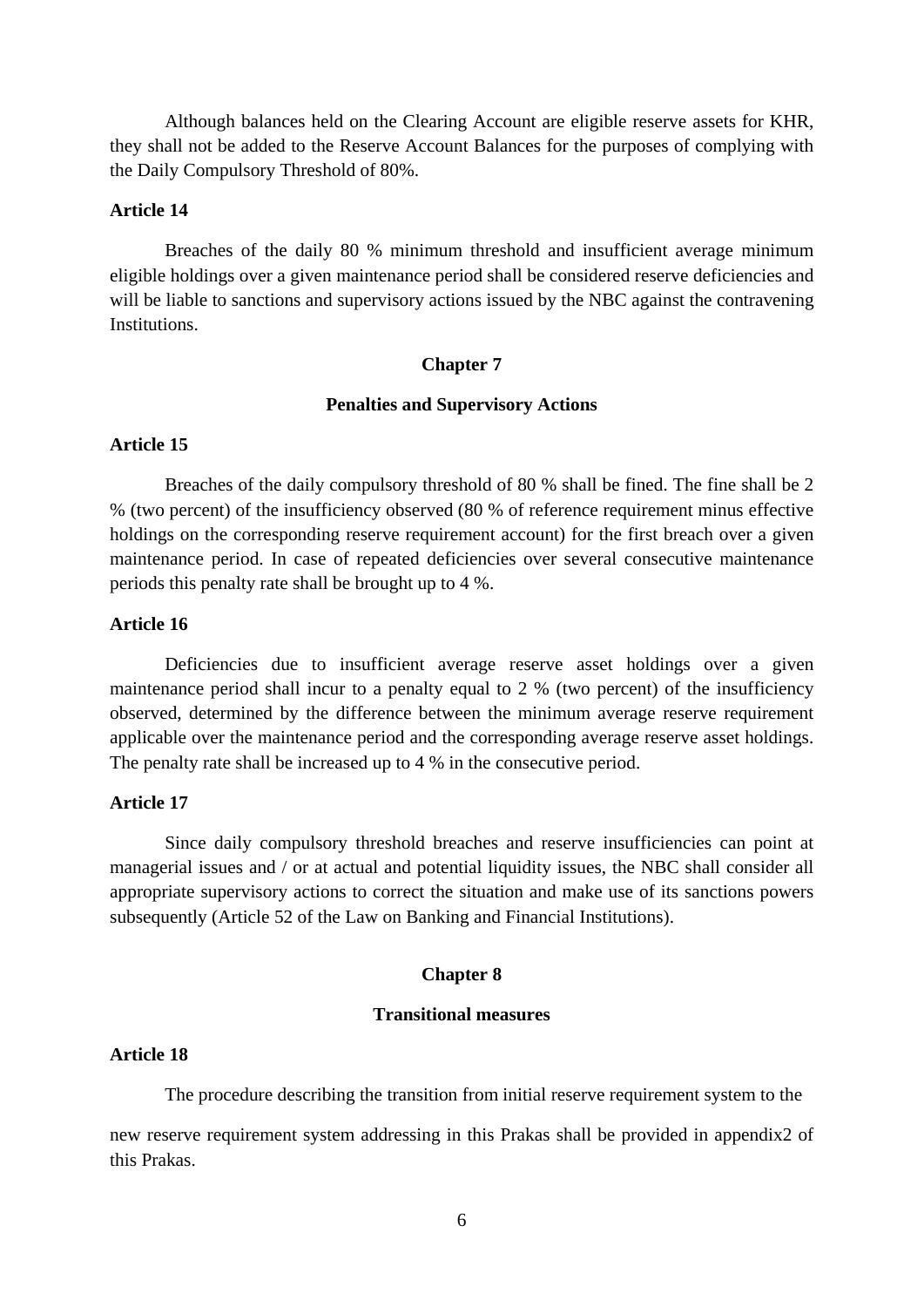Although balances held on the Clearing Account are eligible reserve assets for KHR, they shall not be added to the Reserve Account Balances for the purposes of complying with the Daily Compulsory Threshold of 80%.

**Article 14**

Breaches of the daily 80 % minimum threshold and insufficient average minimum eligible holdings over a given maintenance period shall be considered reserve deficiencies and will be liable to sanctions and supervisory actions issued by the NBC against the contravening Institutions.

## Chapter 7

## Penalties and Supervisory Actions

**Article 15**

Breaches of the daily compulsory threshold of 80 % shall be fined. The fine shall be 2 % (two percent) of the insufficiency observed (80 % of reference requirement minus effective holdings on the corresponding reserve requirement account) for the first breach over a given maintenance period. In case of repeated deficiencies over several consecutive maintenance periods this penalty rate shall be brought up to 4 %.

**Article 16**

Deficiencies due to insufficient average reserve asset holdings over a given maintenance period shall incur to a penalty equal to 2 % (two percent) of the insufficiency observed, determined by the difference between the minimum average reserve requirement applicable over the maintenance period and the corresponding average reserve asset holdings. The penalty rate shall be increased up to 4 % in the consecutive period.

**Article 17**

Since daily compulsory threshold breaches and reserve insufficiencies can point at managerial issues and / or at actual and potential liquidity issues, the NBC shall consider all appropriate supervisory actions to correct the situation and make use of its sanctions powers subsequently (Article 52 of the Law on Banking and Financial Institutions).

## Chapter 8

## Transitional measures

**Article 18**

The procedure describing the transition from initial reserve requirement system to the new reserve requirement system addressing in this Prakas shall be provided in appendix2 of this Prakas.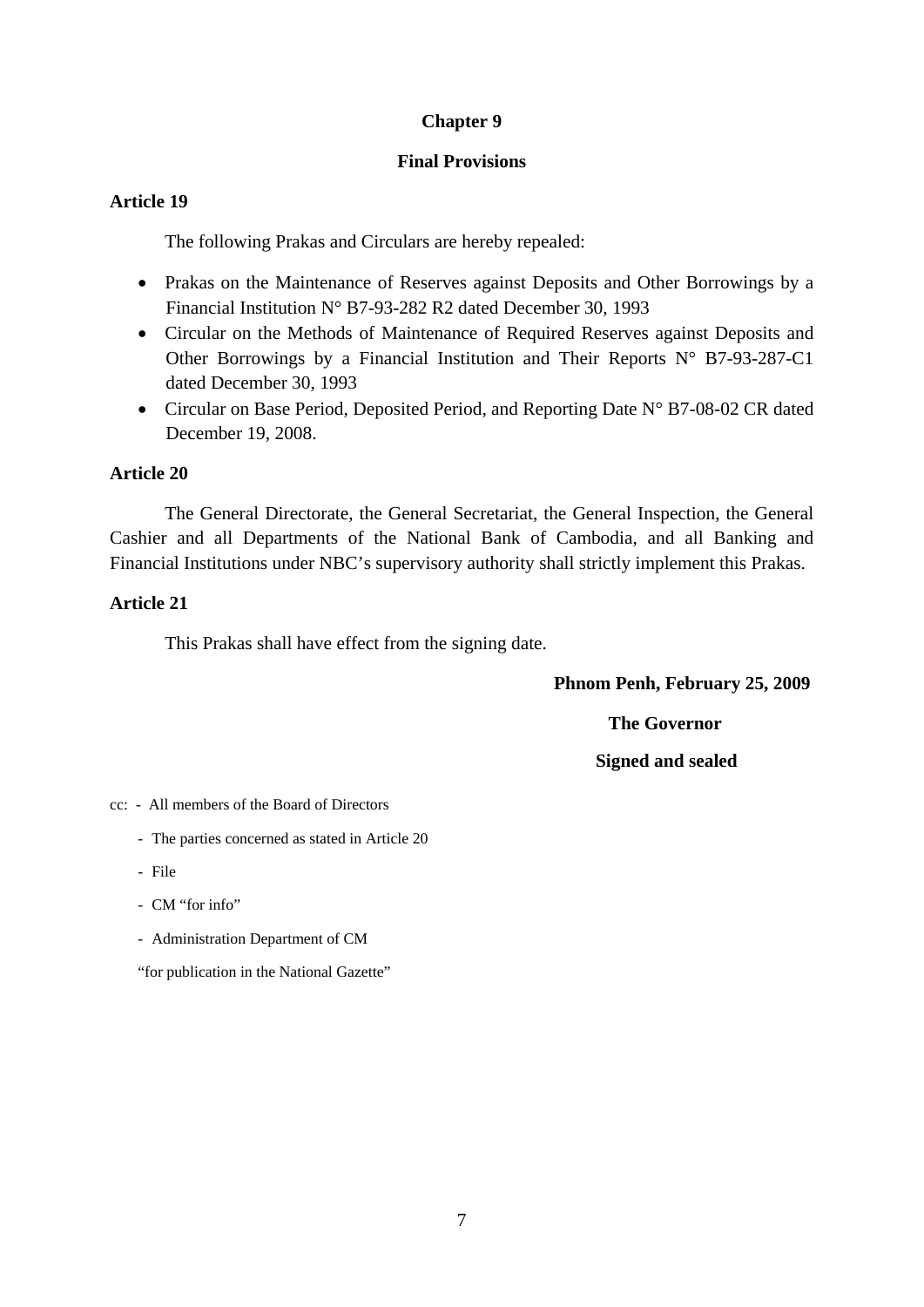## Chapter 9

## Final Provisions

### Article 19

The following Prakas and Circulars are hereby repealed:

- Prakas on the Maintenance of Reserves against Deposits and Other Borrowings by a Financial Institution N° B7-93-282 R2 dated December 30, 1993
- Circular on the Methods of Maintenance of Required Reserves against Deposits and Other Borrowings by a Financial Institution and Their Reports N° B7-93-287-C1 dated December 30, 1993
- Circular on Base Period, Deposited Period, and Reporting Date N° B7-08-02 CR dated December 19, 2008.

### Article 20

The General Directorate, the General Secretariat, the General Inspection, the General Cashier and all Departments of the National Bank of Cambodia, and all Banking and Financial Institutions under NBC's supervisory authority shall strictly implement this Prakas.

### Article 21

This Prakas shall have effect from the signing date.

**Phnom Penh, February 25, 2009**

**The Governor**

**Signed and sealed**

cc: - All members of the Board of Directors

- The parties concerned as stated in Article 20
- File
- CM "for info"
- Administration Department of CM

"for publication in the National Gazette"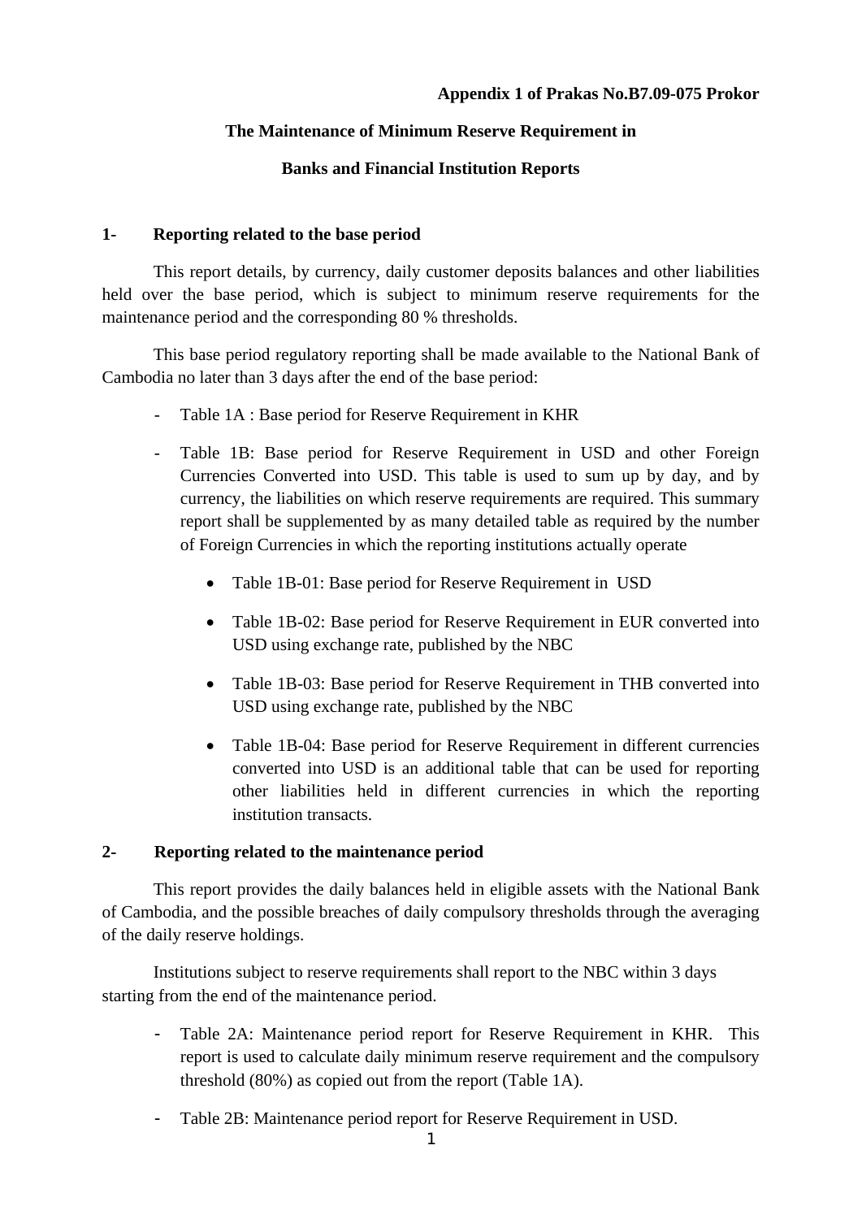**Appendix 1 of Prakas No.B7.09-075 Prokor**

**The Maintenance of Minimum Reserve Requirement in**

**Banks and Financial Institution Reports**

**1- Reporting related to the base period**

This report details, by currency, daily customer deposits balances and other liabilities held over the base period, which is subject to minimum reserve requirements for the maintenance period and the corresponding 80 % thresholds.

This base period regulatory reporting shall be made available to the National Bank of Cambodia no later than 3 days after the end of the base period:

- Table 1A : Base period for Reserve Requirement in KHR
- Table 1B: Base period for Reserve Requirement in USD and other Foreign Currencies Converted into USD. This table is used to sum up by day, and by currency, the liabilities on which reserve requirements are required. This summary report shall be supplemented by as many detailed table as required by the number of Foreign Currencies in which the reporting institutions actually operate
    - Table 1B-01: Base period for Reserve Requirement in USD
    - Table 1B-02: Base period for Reserve Requirement in EUR converted into USD using exchange rate, published by the NBC
    - Table 1B-03: Base period for Reserve Requirement in THB converted into USD using exchange rate, published by the NBC
    - Table 1B-04: Base period for Reserve Requirement in different currencies converted into USD is an additional table that can be used for reporting other liabilities held in different currencies in which the reporting institution transacts.

**2- Reporting related to the maintenance period**

This report provides the daily balances held in eligible assets with the National Bank of Cambodia, and the possible breaches of daily compulsory thresholds through the averaging of the daily reserve holdings.

Institutions subject to reserve requirements shall report to the NBC within 3 days starting from the end of the maintenance period.

- Table 2A: Maintenance period report for Reserve Requirement in KHR. This report is used to calculate daily minimum reserve requirement and the compulsory threshold (80%) as copied out from the report (Table 1A).
- Table 2B: Maintenance period report for Reserve Requirement in USD.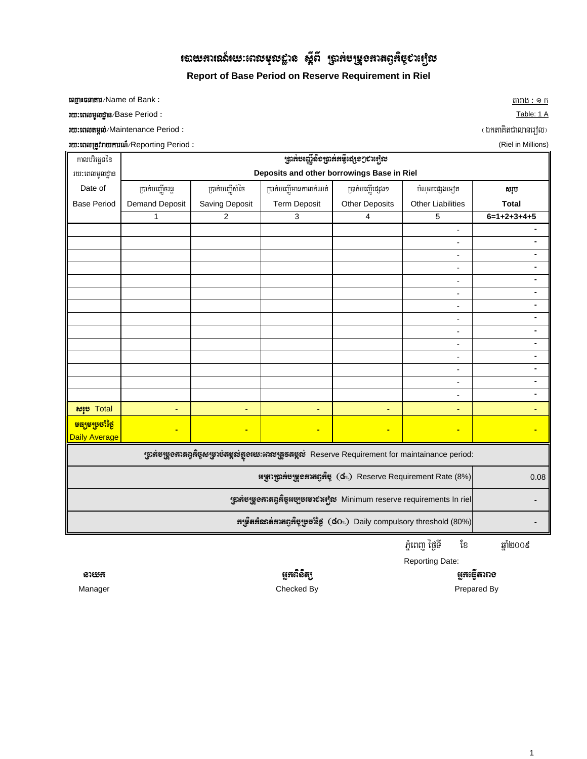# របាយការណ៍រយៈពេលមូលដ្ឋាន ស្តីពី ប្រាក់បម្រុងកាតព្វកិច្ចជារៀល

## Report of Base Period on Reserve Requirement in Riel

**ឈ្មោះធនាគារ**/Name of Bank :

**រយៈពេលមូលដ្ឋាន**/Base Period :

**រយៈពេលតម្កល់**/Maintenance Period :

**រយៈពេលត្រូវរាយការណ៍**/Reporting Period :

តារាង : ១ ក

Table: 1 A

(ឯកតាគិតជាលានរៀល)

(Riel in Millions)

| កាលបរិច្ឆេទនៃរយៈពេលមូលដ្ឋាន | ប្រាក់បញ្ញើនិងប្រាក់កម្ចីផ្សេងៗជារៀល Deposits and other borrowings Base in Riel | | | | | |
|---|---|---|---|---|---|---|
| Date of Base Period | ប្រាក់បញ្ញើចរន្ត Demand Deposit | ប្រាក់បញ្ញើសំចៃ Saving Deposit | ប្រាក់បញ្ញើមានកាលកំណត់ Term Deposit | ប្រាក់បញ្ញើផ្សេងៗ Other Deposits | បំណុលផ្សេងទៀត Other Liabilities | សរុប Total |
| | 1 | 2 | 3 | 4 | 5 | 6=1+2+3+4+5 |
| | | | | | - | - |
| | | | | | - | - |
| | | | | | - | - |
| | | | | | - | - |
| | | | | | - | - |
| | | | | | - | - |
| | | | | | - | - |
| | | | | | - | - |
| | | | | | - | - |
| | | | | | - | - |
| | | | | | - | - |
| | | | | | - | - |
| | | | | | - | - |
| | | | | | - | - |
| **សរុប** Total | - | - | - | - | - | - |
| **មធ្យមប្រចាំថ្ងៃ** Daily Average | - | - | - | - | - | - |
| **ប្រាក់បម្រុងកាតព្វកិច្ចសម្រាប់តម្កល់ក្នុងរយៈពេលត្រូវតម្កល់** Reserve Requirement for maintainance period: | | | | | | |
| **អត្រាប្រាក់បម្រុងកាតព្វកិច្ច (៨%)** Reserve Requirement Rate (8%) | | | | | | 0.08 |
| **ប្រាក់បម្រុងកាតព្វកិច្ចអប្បបរមាជារៀល** Minimum reserve requirements In riel | | | | | | - |
| **កម្រិតកំណត់កាតព្វកិច្ចប្រចាំថ្ងៃ (៨០%)** Daily compulsory threshold (80%) | | | | | | - |

ភ្នំពេញ ថ្ងៃទី ខែ ឆ្នាំ២០០៩

Reporting Date:

| **នាយក** | **អ្នកពិនិត្យ** | **អ្នកធ្វើតារាង** |
|---|---|---|
| Manager | Checked By | Prepared By |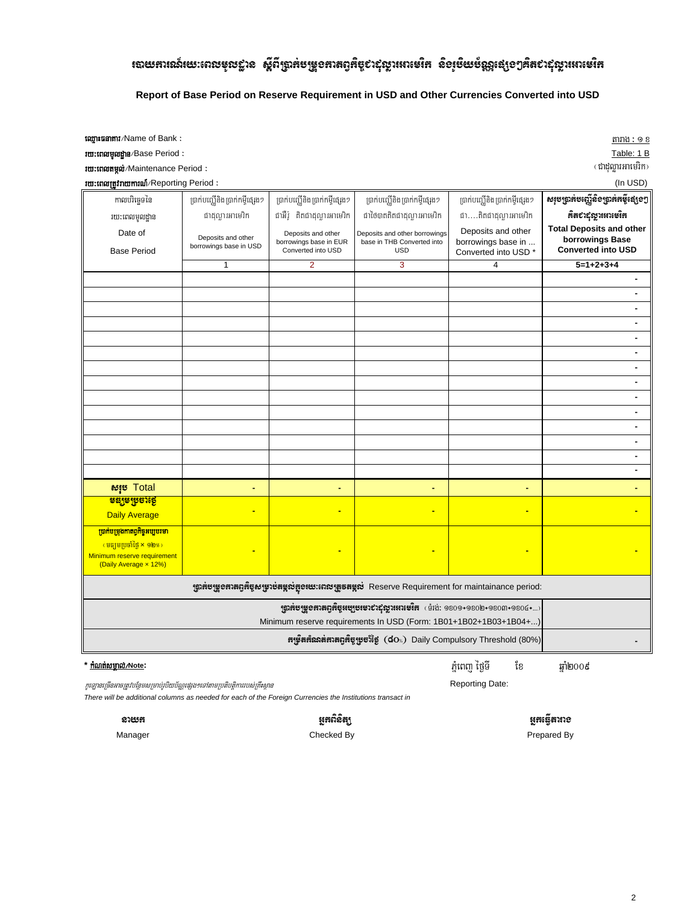# របាយការណ៍រយៈពេលមូលដ្ឋាន ស្តីពីប្រាក់បម្រុងកាតព្វកិច្ចជាដុល្លារអាមេរិក និងរូបិយប័ណ្ណផ្សេងៗគិតជាដុល្លារអាមេរិក

## Report of Base Period on Reserve Requirement in USD and Other Currencies Converted into USD

ឈ្មោះធនាគារ/Name of Bank :

រយៈពេលមូលដ្ឋាន/Base Period :

រយៈពេលតម្កល់/Maintenance Period :

រយៈពេលត្រូវរាយការណ៍/Reporting Period :

តារាង : ១ ខ
Table: 1 B
(ជាដុល្លារអាមេរិក)
(In USD)

| កាលបរិច្ឆេទនៃរយៈពេលមូលដ្ឋាន Date of Base Period | ប្រាក់បញ្ញើនិងប្រាក់កម្ចីផ្សេងៗជាដុល្លារអាមេរិក Deposits and other borrowings base in USD | ប្រាក់បញ្ញើនិងប្រាក់កម្ចីផ្សេងៗជាអឺរ៉ូ គិតជាដុល្លារអាមេរិក Deposits and other borrowings base in EUR Converted into USD | ប្រាក់បញ្ញើនិងប្រាក់កម្ចីផ្សេងៗជាថៃបាតគិតជាដុល្លារអាមេរិក Deposits and other borrowings base in THB Converted into USD | ប្រាក់បញ្ញើនិងប្រាក់កម្ចីផ្សេងៗជា....គិតជាដុល្លារអាមេរិក Deposits and other borrowings base in ... Converted into USD * | សរុបប្រាក់បញ្ញើនិងប្រាក់កម្ចីផ្សេងៗគិតជាដុល្លារអាមេរិក Total Deposits and other borrowings Base Converted into USD |
|---|---|---|---|---|---|
| | 1 | 2 | 3 | 4 | 5=1+2+3+4 |
| | | | | | - |
| | | | | | - |
| | | | | | - |
| | | | | | - |
| | | | | | - |
| | | | | | - |
| | | | | | - |
| | | | | | - |
| | | | | | - |
| | | | | | - |
| | | | | | - |
| | | | | | - |
| | | | | | - |
| | | | | | - |
| សរុប Total | - | - | - | - | - |
| មធ្យមប្រចាំថ្ងៃ Daily Average | - | - | - | - | - |
| ប្រាក់បម្រុងកាតព្វកិច្ចអប្បបរមា (មធ្យមប្រចាំថ្ងៃ × ១២%) Minimum reserve requirement (Daily Average × 12%) | - | - | - | - | - |
| ប្រាក់បម្រុងកាតព្វកិច្ចសម្រាប់តម្កល់ក្នុងរយៈពេលត្រូវតម្កល់ Reserve Requirement for maintainance period: | | | | | |
| ប្រាក់បម្រុងកាតព្វកិច្ចអប្បបរមាជាដុល្លារអាមេរិក (ទំរង់: ១ខ០១+១ខ០២+១ខ០៣+១ខ០៤+...) Minimum reserve requirements In USD (Form: 1B01+1B02+1B03+1B04+...) | | | | | |
| កម្រិតកំណត់កាតព្វកិច្ចប្រចាំថ្ងៃ (៨០%) Daily Compulsory Threshold (80%) | | | | | - |

**\* កំណត់សម្គាល់/Note:**

*គួរបន្ថែមជួរឈរសម្រាប់រូបិយប័ណ្ណផ្សេងៗទៀតតាមប្រតិបត្តិការរបស់គ្រឹះស្ថាន*

*There will be additional columns as needed for each of the Foreign Currencies the Institutions transact in*

ភ្នំពេញ ថ្ងៃទី ខែ ឆ្នាំ២០០៩

Reporting Date:

| នាយក Manager | អ្នកពិនិត្យ Checked By | អ្នកធ្វើតារាង Prepared By |
|---|---|---|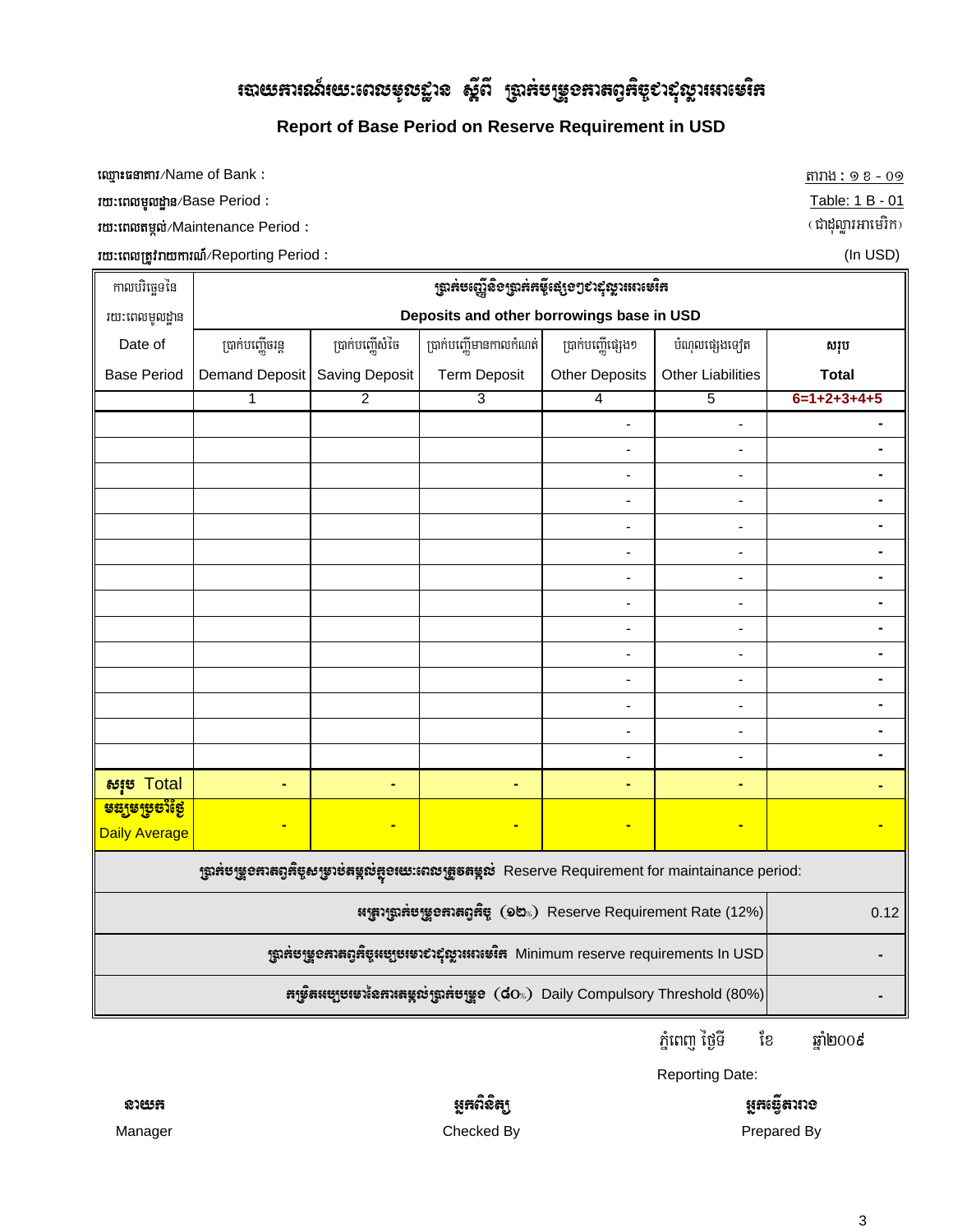# របាយការណ៍រយៈពេលមូលដ្ឋាន ស្តីពី ប្រាក់បម្រុងកាតព្វកិច្ចជាដុល្លារអាមេរិក

**Report of Base Period on Reserve Requirement in USD**

ឈ្មោះធនាគារ/Name of Bank :

រយៈពេលមូលដ្ឋាន/Base Period :

រយៈពេលតម្កល់/Maintenance Period :

រយៈពេលត្រូវរាយការណ៍/Reporting Period :

តារាង : ១ ខ - ០១
Table: 1 B - 01
(ជាដុល្លារអាមេរិក)
(In USD)

| កាលបរិច្ឆេទនៃរយៈពេលមូលដ្ឋាន Date of Base Period | ប្រាក់បញ្ញើនិងប្រាក់កម្ចីផ្សេងៗជាដុល្លារអាមេរិក Deposits and other borrowings base in USD | | | | | |
|---|---|---|---|---|---|---|
| | ប្រាក់បញ្ញើចរន្ត Demand Deposit | ប្រាក់បញ្ញើសំចៃ Saving Deposit | ប្រាក់បញ្ញើមានកាលកំណត់ Term Deposit | ប្រាក់បញ្ញើផ្សេងៗ Other Deposits | បំណុលផ្សេងទៀត Other Liabilities | សរុប Total |
| | 1 | 2 | 3 | 4 | 5 | 6=1+2+3+4+5 |
| | | | | - | - | - |
| | | | | - | - | - |
| | | | | - | - | - |
| | | | | - | - | - |
| | | | | - | - | - |
| | | | | - | - | - |
| | | | | - | - | - |
| | | | | - | - | - |
| | | | | - | - | - |
| | | | | - | - | - |
| | | | | - | - | - |
| | | | | - | - | - |
| | | | | - | - | - |
| | | | | - | - | - |
| សរុប Total | - | - | - | - | - | - |
| មធ្យមប្រចាំថ្ងៃ Daily Average | - | - | - | - | - | - |
| ប្រាក់បម្រុងកាតព្វកិច្ចសម្រាប់តម្កល់ក្នុងរយៈពេលត្រូវតម្កល់ Reserve Requirement for maintainance period: | | | | | | |
| អត្រាប្រាក់បម្រុងកាតព្វកិច្ច (១២%) Reserve Requirement Rate (12%) | | | | | | 0.12 |
| ប្រាក់បម្រុងកាតព្វកិច្ចអប្បបរមាជាដុល្លារអាមេរិក Minimum reserve requirements In USD | | | | | | - |
| កម្រិតអប្បបរមានៃការតម្កល់ប្រាក់បម្រុង (៨០%) Daily Compulsory Threshold (80%) | | | | | | - |

ភ្នំពេញ ថ្ងៃទី ខែ ឆ្នាំ២០០៩

Reporting Date:

| នាយក | អ្នកពិនិត្យ | អ្នកធ្វើតារាង |
|---|---|---|
| Manager | Checked By | Prepared By |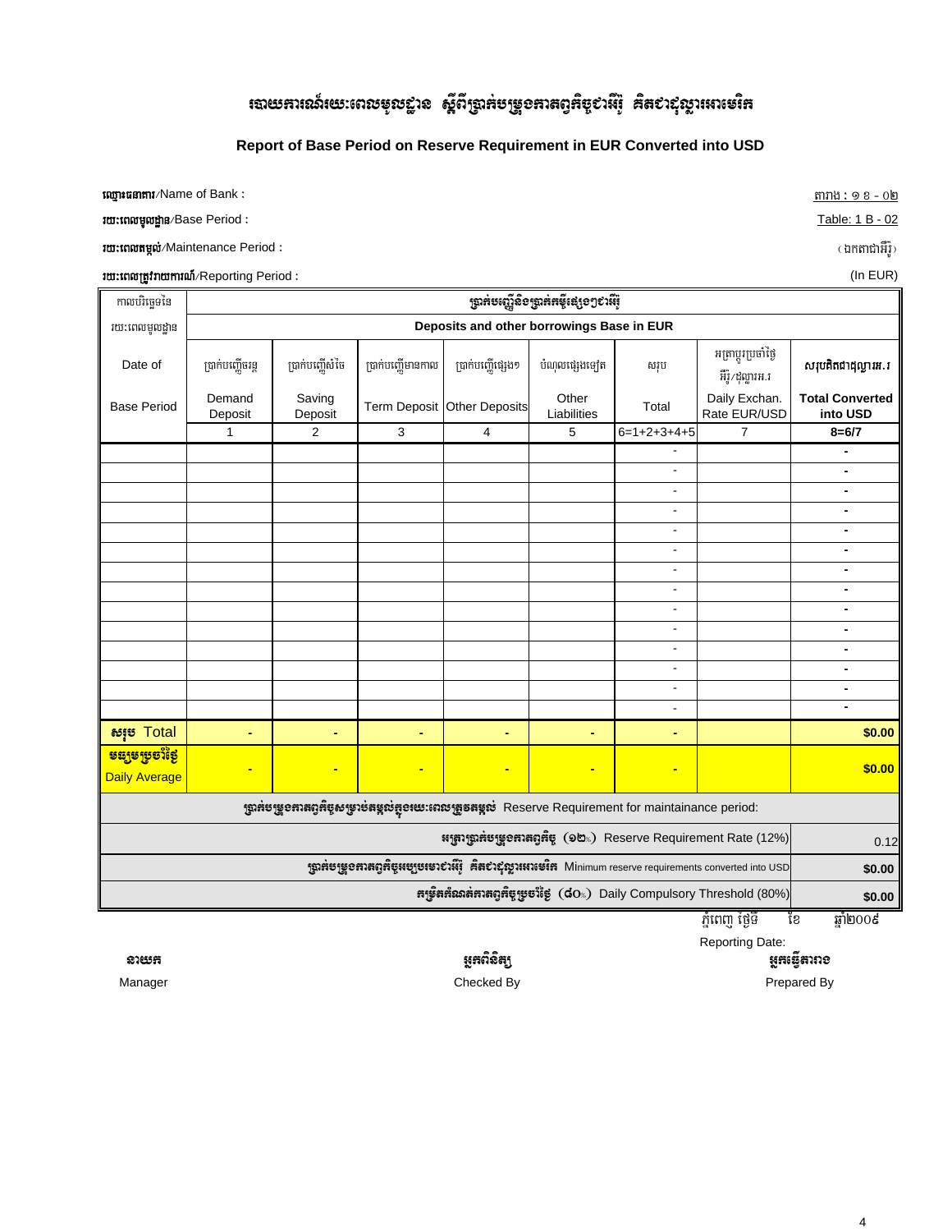# របាយការណ៍រយៈពេលមូលដ្ឋាន ស្តីពីប្រាក់បម្រុងកាតព្វកិច្ចជាអឺរ៉ូ គិតជាដុល្លារអាមេរិក

## Report of Base Period on Reserve Requirement in EUR Converted into USD

ឈ្មោះធនាគារ/Name of Bank : 

តារាង : ១ ខ - ០២

រយៈពេលមូលដ្ឋាន/Base Period : 

Table: 1 B - 02

រយៈពេលតម្កល់/Maintenance Period : 

(ឯកតាជាអឺរ៉ូ)

រយៈពេលត្រូវរាយការណ៍/Reporting Period : 

(In EUR)

| កាលបរិច្ឆេទនៃរយៈពេលមូលដ្ឋាន | ប្រាក់បញ្ញើនិងប្រាក់កម្ចីផ្សេងៗជាអឺរ៉ូ Deposits and other borrowings Base in EUR | | | | | | | |
|---|---|---|---|---|---|---|---|---|
| Date of Base Period | ប្រាក់បញ្ញើចរន្ត Demand Deposit | ប្រាក់បញ្ញើសន្សំ Saving Deposit | ប្រាក់បញ្ញើមានកាល Term Deposit | ប្រាក់បញ្ញើផ្សេងៗ Other Deposits | បំណុលផ្សេងទៀត Other Liabilities | សរុប Total | អត្រាប្តូរប្រចាំថ្ងៃ អឺរ៉ូ/ដុល្លារអ.រ Daily Exchan. Rate EUR/USD | សរុបគិតជាដុល្លារអ.រ Total Converted into USD |
| | 1 | 2 | 3 | 4 | 5 | 6=1+2+3+4+5 | 7 | 8=6/7 |
| | | | | | | - | | - |
| | | | | | | - | | - |
| | | | | | | - | | - |
| | | | | | | - | | - |
| | | | | | | - | | - |
| | | | | | | - | | - |
| | | | | | | - | | - |
| | | | | | | - | | - |
| | | | | | | - | | - |
| | | | | | | - | | - |
| | | | | | | - | | - |
| | | | | | | - | | - |
| | | | | | | - | | - |
| | | | | | | - | | - |
| សរុប Total | - | - | - | - | - | - | | $0.00 |
| មធ្យមប្រចាំថ្ងៃ Daily Average | - | - | - | - | - | - | | $0.00 |
| ប្រាក់បម្រុងកាតព្វកិច្ចសម្រាប់តម្កល់ក្នុងរយៈពេលត្រូវតម្កល់ Reserve Requirement for maintainance period: | | | | | | | | |
| អត្រាប្រាក់បម្រុងកាតព្វកិច្ច (១២%) Reserve Requirement Rate (12%) | | | | | | | | 0.12 |
| ប្រាក់បម្រុងកាតព្វកិច្ចអប្បបរមាជាអឺរ៉ូ គិតជាដុល្លារអាមេរិក Minimum reserve requirements converted into USD | | | | | | | | $0.00 |
| កម្រិតកំណត់កាតព្វកិច្ចប្រចាំថ្ងៃ (៨០%) Daily Compulsory Threshold (80%) | | | | | | | | $0.00 |

ភ្នំពេញ ថ្ងៃទី ខែ ឆ្នាំ២០០៨

Reporting Date:

| នាយក | អ្នកពិនិត្យ | អ្នកធ្វើតារាង |
|---|---|---|
| Manager | Checked By | Prepared By |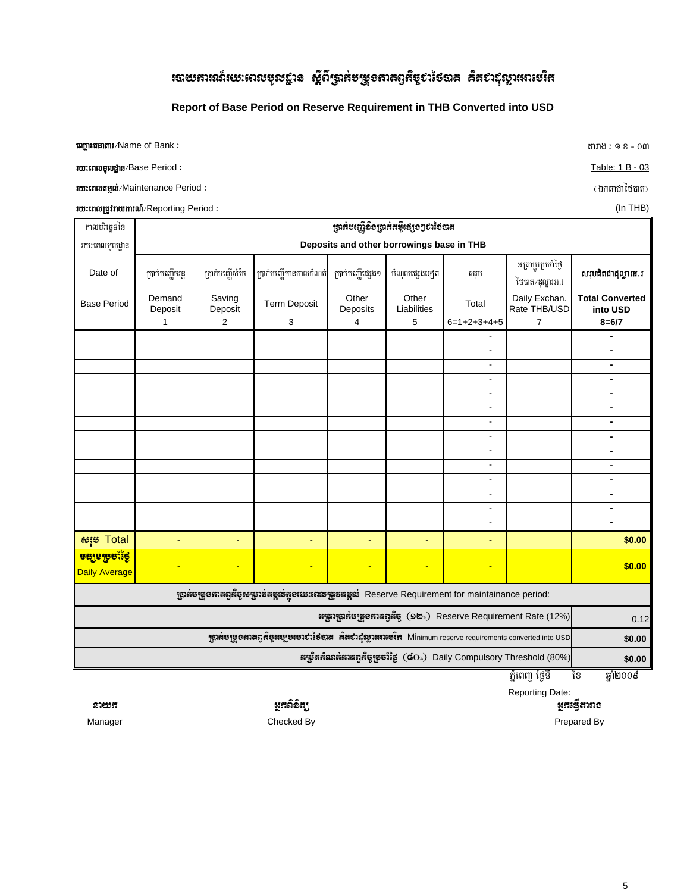# របាយការណ៍រយៈពេលមូលដ្ឋាន ស្តីពីប្រាក់បម្រុងកាតព្វកិច្ចជាថៃបាត គិតជាដុល្លារអាមេរិក

## Report of Base Period on Reserve Requirement in THB Converted into USD

ឈ្មោះធនាគារ/Name of Bank :

រយៈពេលមូលដ្ឋាន/Base Period :

រយៈពេលតម្កល់/Maintenance Period :

រយៈពេលត្រូវរាយការណ៍/Reporting Period :

តារាង : ១ ខ - ០៣

Table: 1 B - 03

(ឯកតាជាថៃបាត)

(In THB)

| កាលបរិច្ឆេទនៃ រយៈពេលមូលដ្ឋាន | ប្រាក់បញ្ញើនិងប្រាក់កម្ចីផ្សេងៗជាថៃបាត Deposits and other borrowings base in THB | | | | | | | |
|---|---|---|---|---|---|---|---|---|
| Date of Base Period | ប្រាក់បញ្ញើចរន្ត Demand Deposit | ប្រាក់បញ្ញើសំចៃ Saving Deposit | ប្រាក់បញ្ញើមានកាលកំណត់ Term Deposit | ប្រាក់បញ្ញើផ្សេងៗ Other Deposits | បំណុលផ្សេងទៀត Other Liabilities | សរុប Total | អត្រាប្តូរប្រចាំថ្ងៃ ថៃបាត/ដុល្លារអ.រ Daily Exchan. Rate THB/USD | សរុបគិតជាដុល្លារអ.រ Total Converted into USD |
| | 1 | 2 | 3 | 4 | 5 | 6=1+2+3+4+5 | 7 | 8=6/7 |
| | | | | | | - | | - |
| | | | | | | - | | - |
| | | | | | | - | | - |
| | | | | | | - | | - |
| | | | | | | - | | - |
| | | | | | | - | | - |
| | | | | | | - | | - |
| | | | | | | - | | - |
| | | | | | | - | | - |
| | | | | | | - | | - |
| | | | | | | - | | - |
| | | | | | | - | | - |
| | | | | | | - | | - |
| | | | | | | - | | - |
| **សរុប Total** | - | - | - | - | - | - | | **$0.00** |
| **មធ្យមប្រចាំថ្ងៃ Daily Average** | - | - | - | - | - | - | | **$0.00** |
| ប្រាក់បម្រុងកាតព្វកិច្ចសម្រាប់តម្កល់ក្នុងរយៈពេលត្រូវតម្កល់ Reserve Requirement for maintainance period: | | | | | | | | |
| អត្រាប្រាក់បម្រុងកាតព្វកិច្ច (១២%) Reserve Requirement Rate (12%) | | | | | | | | 0.12 |
| ប្រាក់បម្រុងកាតព្វកិច្ចអប្បបរមាជាថៃបាត គិតជាដុល្លារអាមេរិក Minimum reserve requirements converted into USD | | | | | | | | **$0.00** |
| កម្រិតកំណត់កាតព្វកិច្ចប្រចាំថ្ងៃ (៨០%) Daily Compulsory Threshold (80%) | | | | | | | | **$0.00** |

ភ្នំពេញ ថ្ងៃទី ខែ ឆ្នាំ២០០៩

Reporting Date:

| នាយក | អ្នកពិនិត្យ | អ្នកធ្វើតារាង |
|---|---|---|
| Manager | Checked By | Prepared By |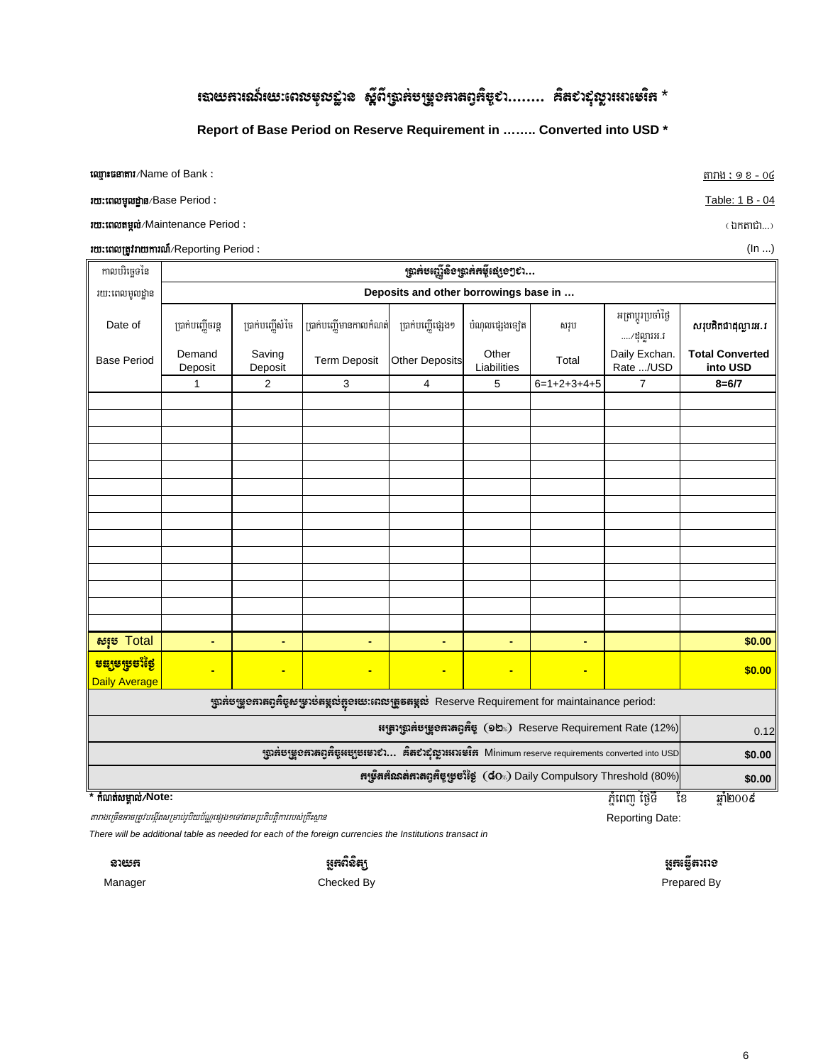# របាយការណ៍រយៈពេលមូលដ្ឋាន ស្តីពីប្រាក់បម្រុងកាតព្វកិច្ចជា........ គិតជាដុល្លារអាមេរិក *

## Report of Base Period on Reserve Requirement in …….. Converted into USD *

**ឈ្មោះធនាគារ**/Name of Bank :

**រយៈពេលមូលដ្ឋាន**/Base Period :

**រយៈពេលតម្កល់**/Maintenance Period :

**រយៈពេលត្រូវរាយការណ៍**/Reporting Period :

តារាង : ១ ខ - ០៤

Table: 1 B - 04

( ឯកតាជា... )

(In ...)

| កាលបរិច្ឆេទនៃរយៈពេលមូលដ្ឋាន Date of Base Period | ប្រាក់បញ្ញើ និងប្រាក់កម្ចីផ្សេងៗជា… Deposits and other borrowings base in … | | | | | | | |
|---|---|---|---|---|---|---|---|---|
| | ប្រាក់បញ្ញើចរន្ត Demand Deposit | ប្រាក់បញ្ញើសំចៃ Saving Deposit | ប្រាក់បញ្ញើមានកាលកំណត់ Term Deposit | ប្រាក់បញ្ញើផ្សេងៗ Other Deposits | បំណុលផ្សេងទៀត Other Liabilities | សរុប Total | អត្រាប្តូរប្រាក់ប្រចាំថ្ងៃ …../ដុល្លារអ.រ Daily Exchan. Rate …/USD | **សរុបគិតជាដុល្លារអ.រ Total Converted into USD** |
| | 1 | 2 | 3 | 4 | 5 | 6=1+2+3+4+5 | 7 | **8=6/7** |
| | | | | | | | | |
| | | | | | | | | |
| | | | | | | | | |
| | | | | | | | | |
| | | | | | | | | |
| | | | | | | | | |
| | | | | | | | | |
| | | | | | | | | |
| | | | | | | | | |
| | | | | | | | | |
| | | | | | | | | |
| | | | | | | | | |
| | | | | | | | | |
| | | | | | | | | |
| **សរុប** Total | - | - | - | - | - | - | | **$0.00** |
| **មធ្យមប្រចាំថ្ងៃ** Daily Average | - | - | - | - | - | - | | **$0.00** |
| **ប្រាក់បម្រុងកាតព្វកិច្ចសម្រាប់តម្កល់ក្នុងរយៈពេលត្រូវតម្កល់** Reserve Requirement for maintainance period: | | | | | | | | |
| **អត្រាប្រាក់បម្រុងកាតព្វកិច្ច (១២%)** Reserve Requirement Rate (12%) | | | | | | | | 0.12 |
| **ប្រាក់បម្រុងកាតព្វកិច្ចអប្បបរមាជា… គិតជាដុល្លារអាមេរិក** Minimum reserve requirements converted into USD | | | | | | | | **$0.00** |
| **កម្រិតកំណត់កាតព្វកិច្ចប្រចាំថ្ងៃ (៨០%)** Daily Compulsory Threshold (80%) | | | | | | | | **$0.00** |

**\* កំណត់សម្គាល់/Note:**

*តារាងច្រើនអាចត្រូវបង្កើតសម្រាប់រូបិយប័ណ្ណផ្សេងៗទៅតាមប្រតិបត្តិការរបស់គ្រឹះស្ថាន*

*There will be additional table as needed for each of the foreign currencies the Institutions transact in*

ភ្នំពេញ ថ្ងៃទី ខែ ឆ្នាំ២០០៩

Reporting Date:

| **នាយក** | **អ្នកពិនិត្យ** | **អ្នកធ្វើតារាង** |
|---|---|---|
| Manager | Checked By | Prepared By |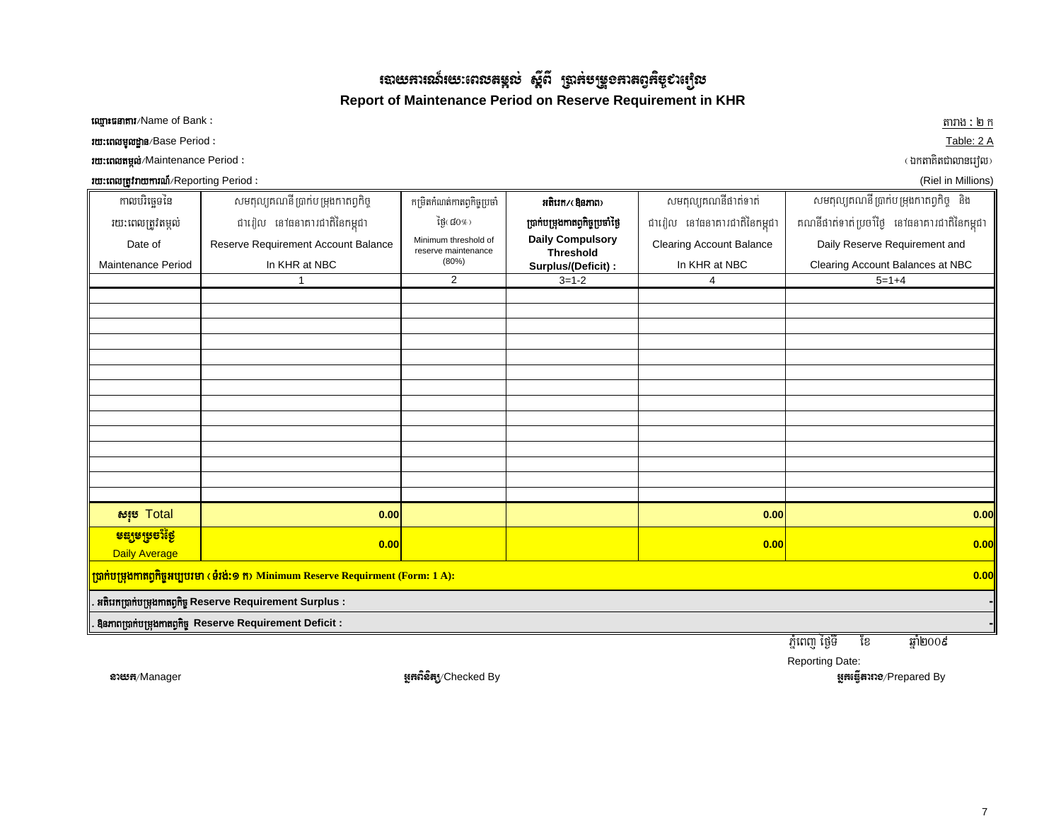# របាយការណ៍រយៈពេលតម្កល់ ស្តីពី ប្រាក់បម្រុងកាតព្វកិច្ចជារៀល
## Report of Maintenance Period on Reserve Requirement in KHR

ឈ្មោះធនាគារ/Name of Bank :

រយៈពេលមូលដ្ឋាន/Base Period :

រយៈពេលតម្កល់/Maintenance Period :

រយៈពេលត្រូវរាយការណ៍/Reporting Period :

តារាង : ២ ក
Table: 2 A

(ឯកតាគិតជាលានរៀល)
(Riel in Millions)

| កាលបរិច្ឆេទនៃ រយៈពេលត្រូវតម្កល់ Date of Maintenance Period | សមតុល្យគណនី ប្រាក់បម្រុងកាតព្វកិច្ច ជារៀល នៅធនាគារជាតិនៃកម្ពុជា Reserve Requirement Account Balance In KHR at NBC | កម្រិតកំណត់កាតព្វកិច្ចប្រចាំថ្ងៃ (៨០%) Minimum threshold of reserve maintenance (80%) | អតិរេក/(ឱនភាព) ប្រាក់បម្រុងកាតព្វកិច្ចប្រចាំថ្ងៃ Daily Compulsory Threshold Surplus/(Deficit) : | សមតុល្យគណនីផាត់ទាត់ ជារៀល នៅធនាគារជាតិនៃកម្ពុជា Clearing Account Balance In KHR at NBC | សមតុល្យគណនី ប្រាក់បម្រុងកាតព្វកិច្ច និង គណនីផាត់ទាត់ប្រចាំថ្ងៃ នៅធនាគារជាតិនៃកម្ពុជា Daily Reserve Requirement and Clearing Account Balances at NBC |
|---|---|---|---|---|---|
| | 1 | 2 | 3=1-2 | 4 | 5=1+4 |
| | | | | | |
| | | | | | |
| | | | | | |
| | | | | | |
| | | | | | |
| | | | | | |
| | | | | | |
| | | | | | |
| | | | | | |
| | | | | | |
| | | | | | |
| | | | | | |
| | | | | | |
| | | | | | |
| សរុប Total | 0.00 | | | 0.00 | 0.00 |
| មធ្យមប្រចាំថ្ងៃ Daily Average | 0.00 | | | 0.00 | 0.00 |
| ប្រាក់បម្រុងកាតព្វកិច្ចអប្បបរមា (ទំរង់:១ ក) Minimum Reserve Requirment (Form: 1 A): | | | | | 0.00 |
| . អតិរេកប្រាក់បម្រុងកាតព្វកិច្ច Reserve Requirement Surplus : | | | | | - |
| . ឱនភាពប្រាក់បម្រុងកាតព្វកិច្ច Reserve Requirement Deficit : | | | | | - |

ភ្នំពេញ ថ្ងៃទី ខែ ឆ្នាំ២០០៩
Reporting Date:

នាយក/Manager

អ្នកពិនិត្យ/Checked By

អ្នកធ្វើតារាង/Prepared By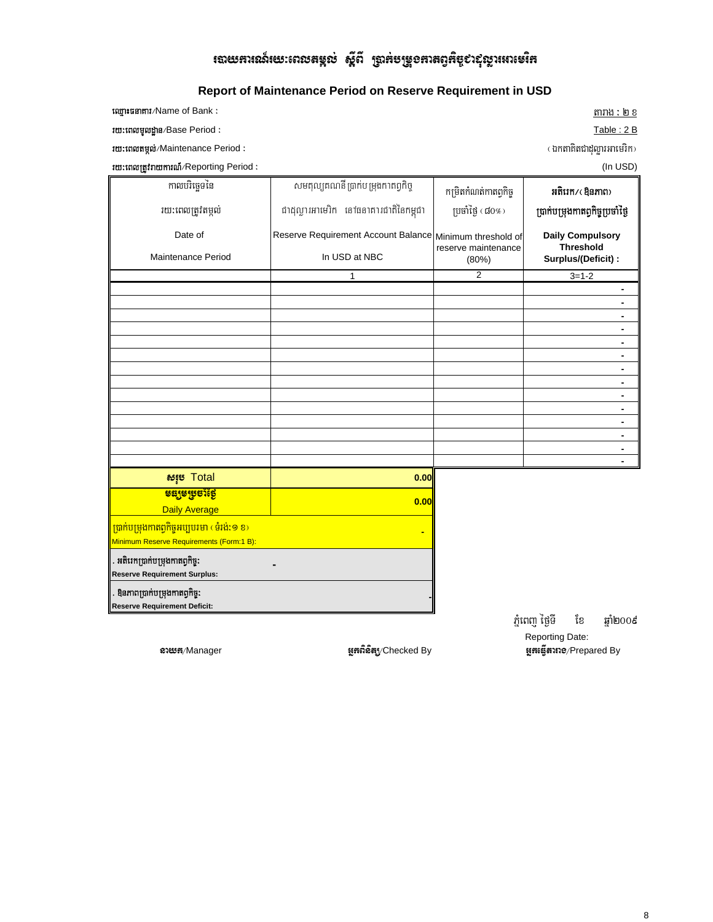# របាយការណ៍រយៈពេលតម្កល់ ស្តីពី ប្រាក់បម្រុងកាតព្វកិច្ចជាដុល្លារអាមេរិក

## Report of Maintenance Period on Reserve Requirement in USD

ឈ្មោះធនាគារ/Name of Bank :

តារាង : ២ ខ

រយៈពេលមូលដ្ឋាន/Base Period :

Table : 2 B

រយៈពេលតម្កល់/Maintenance Period :

(ឯកតាគិតជាដុល្លារអាមេរិក)

រយៈពេលត្រូវរាយការណ៍/Reporting Period :

(In USD)

| កាលបរិច្ឆេទនៃ រយៈពេលត្រូវតម្កល់ Date of Maintenance Period | សមតុល្យគណនី ប្រាក់បម្រុងកាតព្វកិច្ច ជាដុល្លារអាមេរិក នៅធនាគារជាតិនៃកម្ពុជា Reserve Requirement Account Balance In USD at NBC | កម្រិតកំណត់កាតព្វកិច្ច ប្រចាំថ្ងៃ (៨០%) Minimum threshold of reserve maintenance (80%) | **អតិរេក/(ឱនភាព) ប្រាក់បម្រុងកាតព្វកិច្ចប្រចាំថ្ងៃ Daily Compulsory Threshold Surplus/(Deficit) :** |
|---|---|---|---|
| | 1 | 2 | 3=1-2 |
| | | | - |
| | | | - |
| | | | - |
| | | | - |
| | | | - |
| | | | - |
| | | | - |
| | | | - |
| | | | - |
| | | | - |
| | | | - |
| | | | - |
| | | | - |
| | | | - |
| **សរុប** Total | 0.00 | | |
| **មធ្យមប្រចាំថ្ងៃ** Daily Average | 0.00 | | |
| ប្រាក់បម្រុងកាតព្វកិច្ចអប្បបរមា (ទំរង់:១ ខ) Minimum Reserve Requirements (Form:1 B): | - | | |
| **. អតិរេកប្រាក់បម្រុងកាតព្វកិច្ច: Reserve Requirement Surplus:** | - | | |
| **. ឱនភាពប្រាក់បម្រុងកាតព្វកិច្ច: Reserve Requirement Deficit:** | - | | |

ភ្នំពេញ ថ្ងៃទី ខែ ឆ្នាំ២០០៩

Reporting Date:

**នាយក**/Manager **អ្នកពិនិត្យ**/Checked By **អ្នកធ្វើតារាង**/Prepared By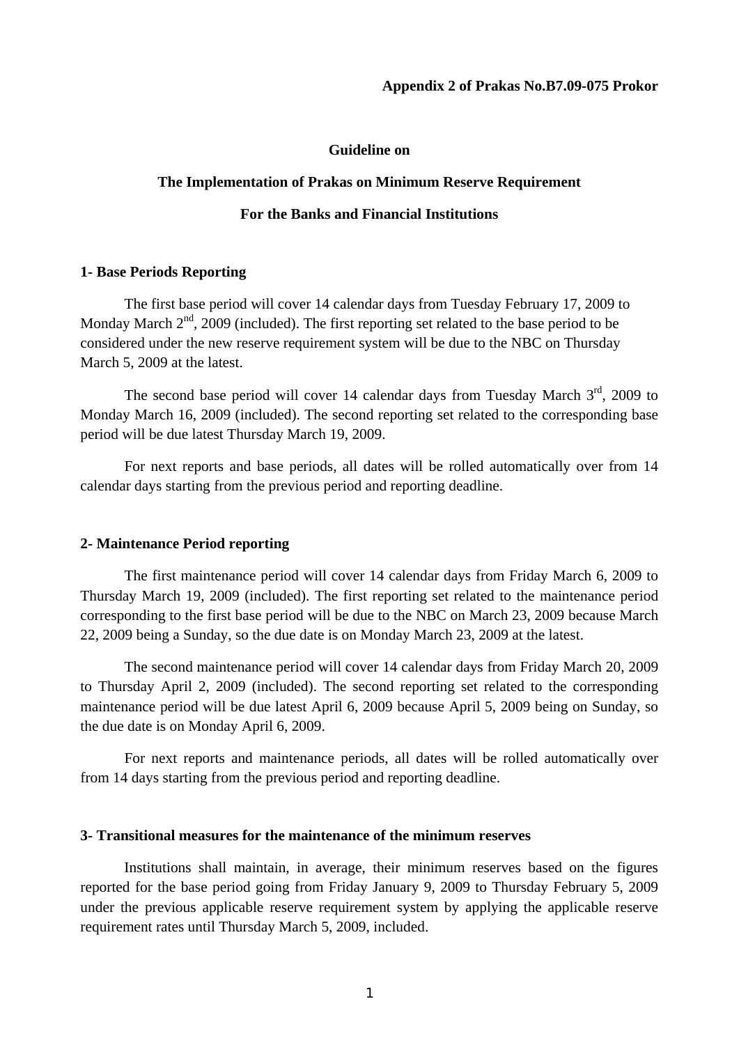**Appendix 2 of Prakas No.B7.09-075 Prokor**

**Guideline on**

**The Implementation of Prakas on Minimum Reserve Requirement**

**For the Banks and Financial Institutions**

**1- Base Periods Reporting**

The first base period will cover 14 calendar days from Tuesday February 17, 2009 to Monday March 2[nd], 2009 (included). The first reporting set related to the base period to be considered under the new reserve requirement system will be due to the NBC on Thursday March 5, 2009 at the latest.

The second base period will cover 14 calendar days from Tuesday March 3[rd], 2009 to Monday March 16, 2009 (included). The second reporting set related to the corresponding base period will be due latest Thursday March 19, 2009.

For next reports and base periods, all dates will be rolled automatically over from 14 calendar days starting from the previous period and reporting deadline.

**2- Maintenance Period reporting**

The first maintenance period will cover 14 calendar days from Friday March 6, 2009 to Thursday March 19, 2009 (included). The first reporting set related to the maintenance period corresponding to the first base period will be due to the NBC on March 23, 2009 because March 22, 2009 being a Sunday, so the due date is on Monday March 23, 2009 at the latest.

The second maintenance period will cover 14 calendar days from Friday March 20, 2009 to Thursday April 2, 2009 (included). The second reporting set related to the corresponding maintenance period will be due latest April 6, 2009 because April 5, 2009 being on Sunday, so the due date is on Monday April 6, 2009.

For next reports and maintenance periods, all dates will be rolled automatically over from 14 days starting from the previous period and reporting deadline.

**3- Transitional measures for the maintenance of the minimum reserves**

Institutions shall maintain, in average, their minimum reserves based on the figures reported for the base period going from Friday January 9, 2009 to Thursday February 5, 2009 under the previous applicable reserve requirement system by applying the applicable reserve requirement rates until Thursday March 5, 2009, included.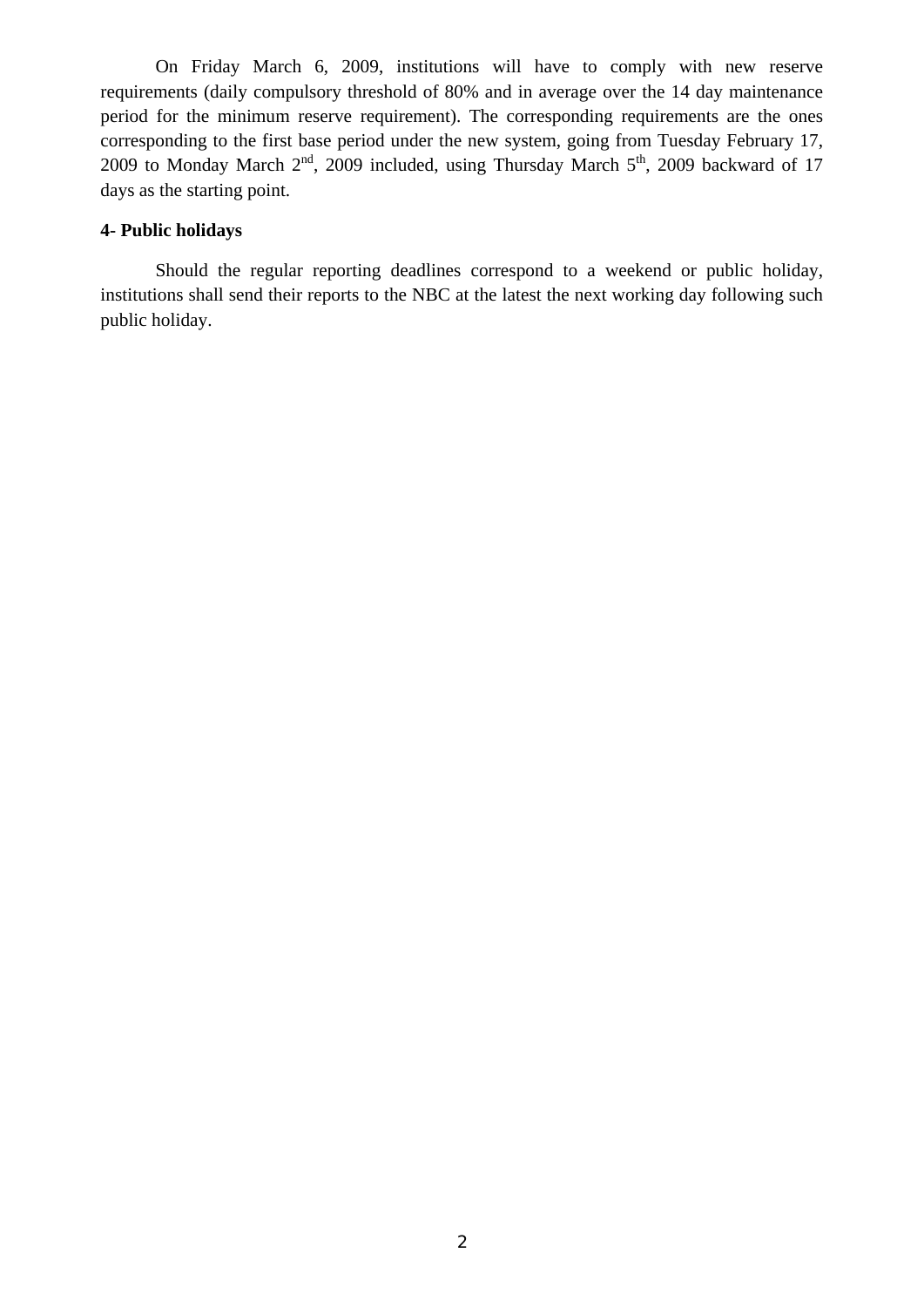On Friday March 6, 2009, institutions will have to comply with new reserve requirements (daily compulsory threshold of 80% and in average over the 14 day maintenance period for the minimum reserve requirement). The corresponding requirements are the ones corresponding to the first base period under the new system, going from Tuesday February 17, 2009 to Monday March 2nd, 2009 included, using Thursday March 5th, 2009 backward of 17 days as the starting point.

**4- Public holidays**

Should the regular reporting deadlines correspond to a weekend or public holiday, institutions shall send their reports to the NBC at the latest the next working day following such public holiday.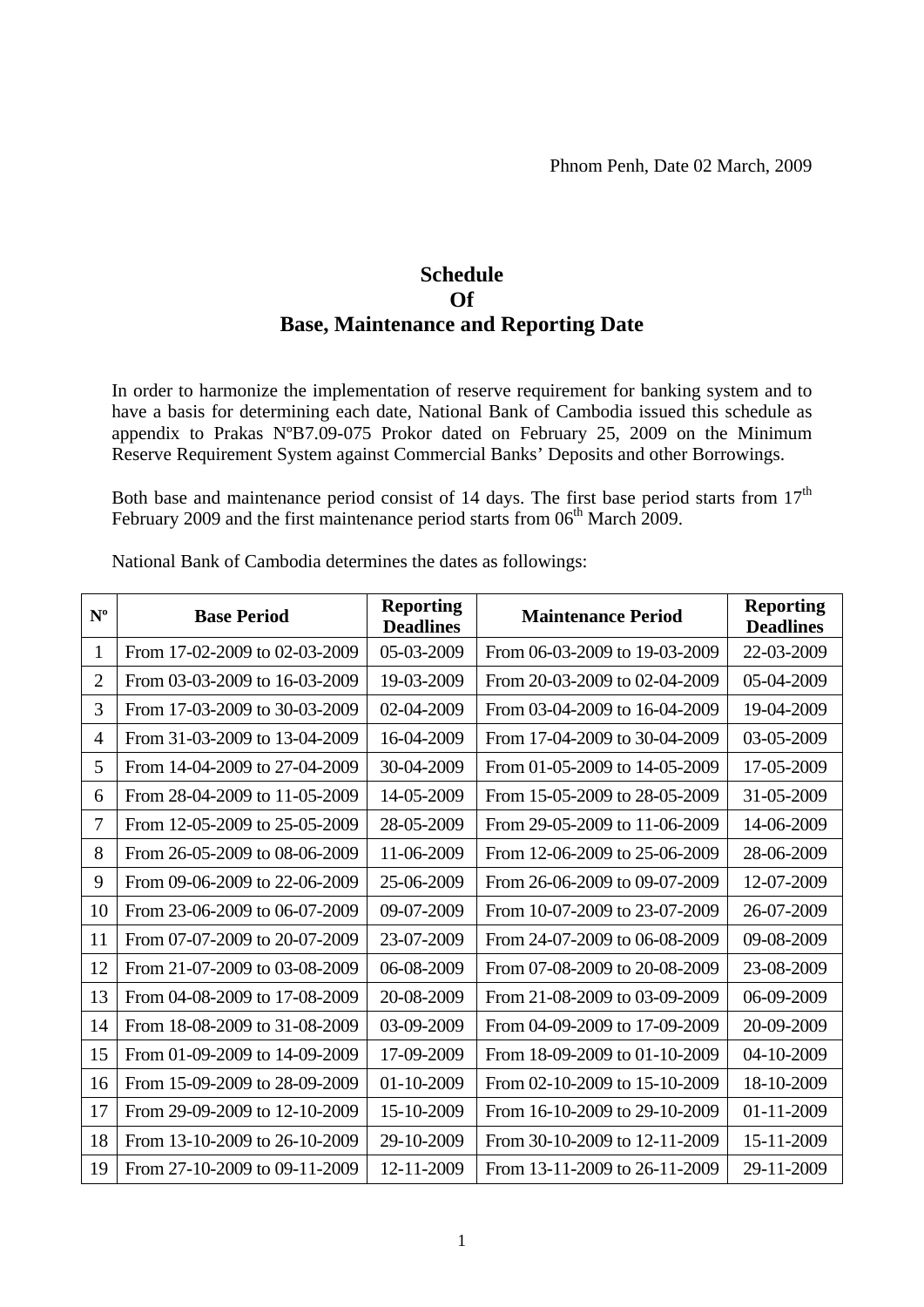Phnom Penh, Date 02 March, 2009

# Schedule Of Base, Maintenance and Reporting Date

In order to harmonize the implementation of reserve requirement for banking system and to have a basis for determining each date, National Bank of Cambodia issued this schedule as appendix to Prakas NºB7.09-075 Prokor dated on February 25, 2009 on the Minimum Reserve Requirement System against Commercial Banks' Deposits and other Borrowings.

Both base and maintenance period consist of 14 days. The first base period starts from 17th February 2009 and the first maintenance period starts from 06th March 2009.

National Bank of Cambodia determines the dates as followings:

| Nº | Base Period | Reporting Deadlines | Maintenance Period | Reporting Deadlines |
|---|---|---|---|---|
| 1 | From 17-02-2009 to 02-03-2009 | 05-03-2009 | From 06-03-2009 to 19-03-2009 | 22-03-2009 |
| 2 | From 03-03-2009 to 16-03-2009 | 19-03-2009 | From 20-03-2009 to 02-04-2009 | 05-04-2009 |
| 3 | From 17-03-2009 to 30-03-2009 | 02-04-2009 | From 03-04-2009 to 16-04-2009 | 19-04-2009 |
| 4 | From 31-03-2009 to 13-04-2009 | 16-04-2009 | From 17-04-2009 to 30-04-2009 | 03-05-2009 |
| 5 | From 14-04-2009 to 27-04-2009 | 30-04-2009 | From 01-05-2009 to 14-05-2009 | 17-05-2009 |
| 6 | From 28-04-2009 to 11-05-2009 | 14-05-2009 | From 15-05-2009 to 28-05-2009 | 31-05-2009 |
| 7 | From 12-05-2009 to 25-05-2009 | 28-05-2009 | From 29-05-2009 to 11-06-2009 | 14-06-2009 |
| 8 | From 26-05-2009 to 08-06-2009 | 11-06-2009 | From 12-06-2009 to 25-06-2009 | 28-06-2009 |
| 9 | From 09-06-2009 to 22-06-2009 | 25-06-2009 | From 26-06-2009 to 09-07-2009 | 12-07-2009 |
| 10 | From 23-06-2009 to 06-07-2009 | 09-07-2009 | From 10-07-2009 to 23-07-2009 | 26-07-2009 |
| 11 | From 07-07-2009 to 20-07-2009 | 23-07-2009 | From 24-07-2009 to 06-08-2009 | 09-08-2009 |
| 12 | From 21-07-2009 to 03-08-2009 | 06-08-2009 | From 07-08-2009 to 20-08-2009 | 23-08-2009 |
| 13 | From 04-08-2009 to 17-08-2009 | 20-08-2009 | From 21-08-2009 to 03-09-2009 | 06-09-2009 |
| 14 | From 18-08-2009 to 31-08-2009 | 03-09-2009 | From 04-09-2009 to 17-09-2009 | 20-09-2009 |
| 15 | From 01-09-2009 to 14-09-2009 | 17-09-2009 | From 18-09-2009 to 01-10-2009 | 04-10-2009 |
| 16 | From 15-09-2009 to 28-09-2009 | 01-10-2009 | From 02-10-2009 to 15-10-2009 | 18-10-2009 |
| 17 | From 29-09-2009 to 12-10-2009 | 15-10-2009 | From 16-10-2009 to 29-10-2009 | 01-11-2009 |
| 18 | From 13-10-2009 to 26-10-2009 | 29-10-2009 | From 30-10-2009 to 12-11-2009 | 15-11-2009 |
| 19 | From 27-10-2009 to 09-11-2009 | 12-11-2009 | From 13-11-2009 to 26-11-2009 | 29-11-2009 |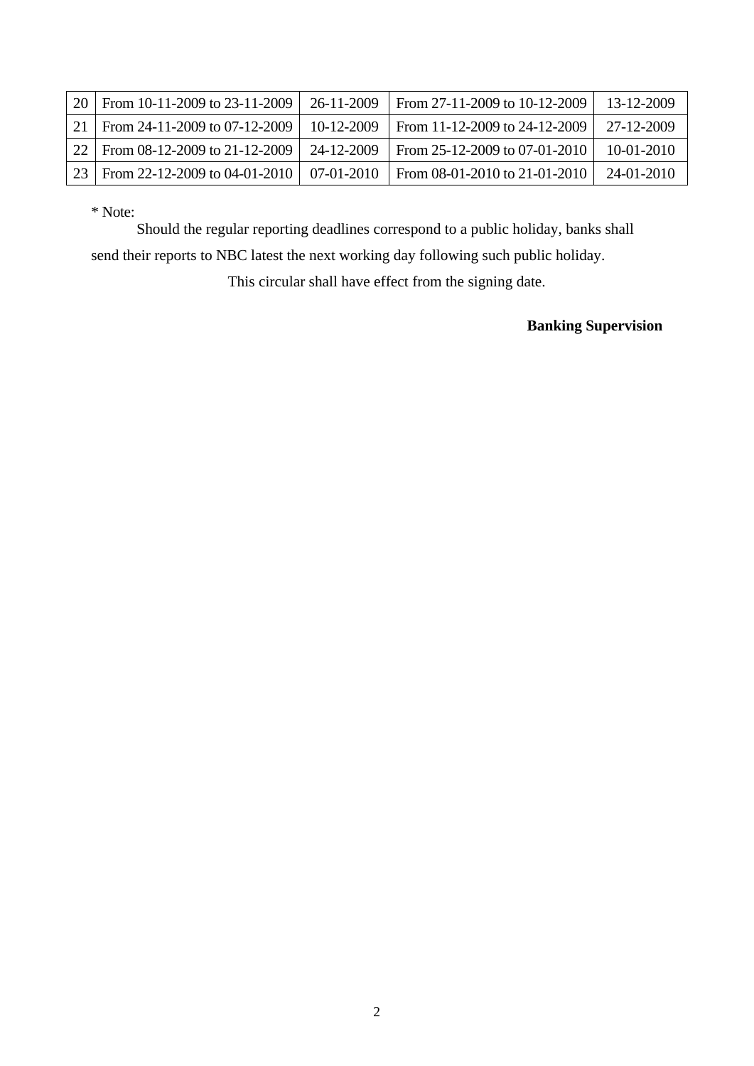| | | | | |
|---|---|---|---|---|
| 20 | From 10-11-2009 to 23-11-2009 | 26-11-2009 | From 27-11-2009 to 10-12-2009 | 13-12-2009 |
| 21 | From 24-11-2009 to 07-12-2009 | 10-12-2009 | From 11-12-2009 to 24-12-2009 | 27-12-2009 |
| 22 | From 08-12-2009 to 21-12-2009 | 24-12-2009 | From 25-12-2009 to 07-01-2010 | 10-01-2010 |
| 23 | From 22-12-2009 to 04-01-2010 | 07-01-2010 | From 08-01-2010 to 21-01-2010 | 24-01-2010 |

* Note:

Should the regular reporting deadlines correspond to a public holiday, banks shall send their reports to NBC latest the next working day following such public holiday.

This circular shall have effect from the signing date.

**Banking Supervision**